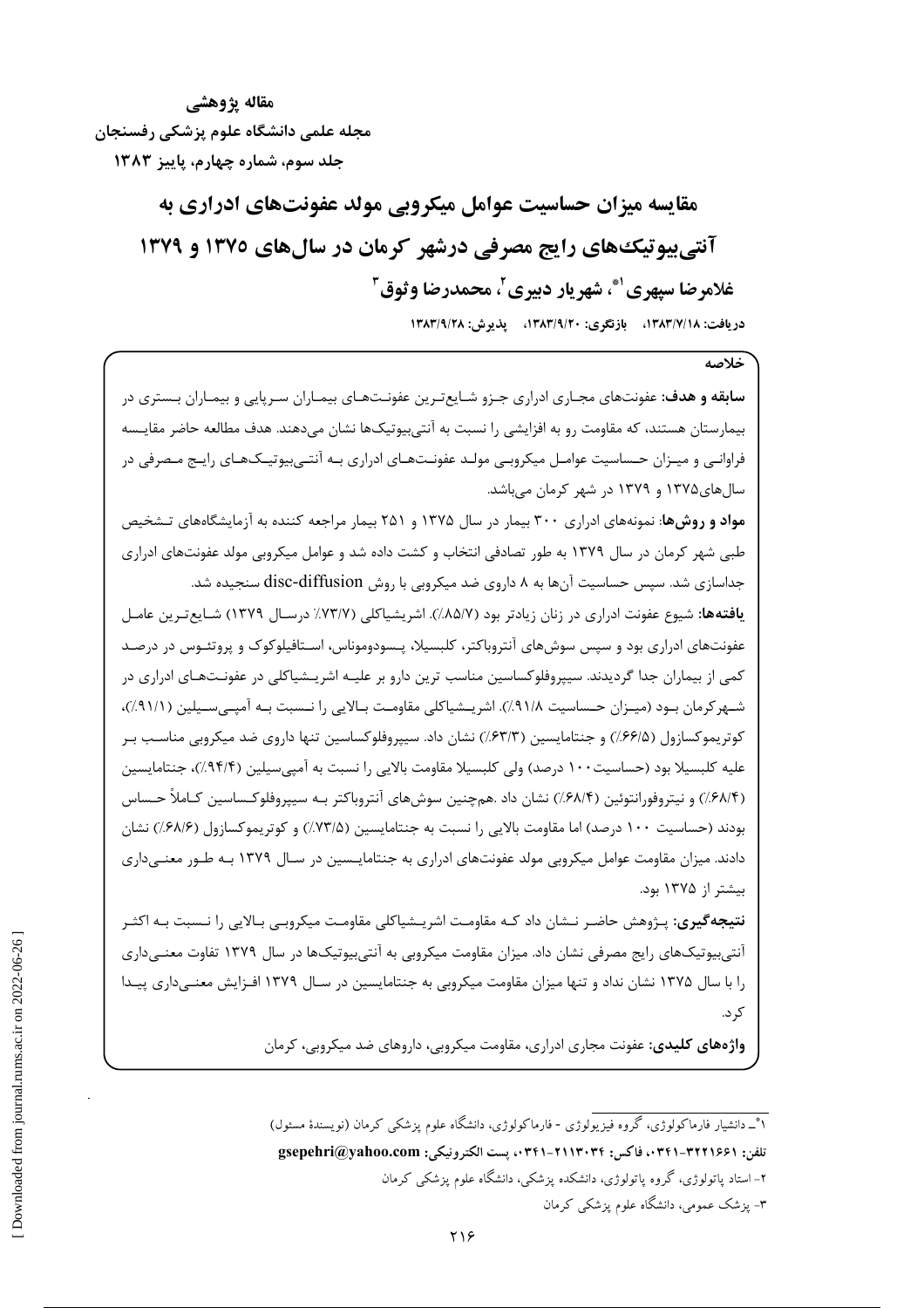**مقاله پژوهشی**
**مجله علمی دانشگاه علوم پزشکی رفسنجان**
**جلد سوم، شماره چهارم، پاییز ۱۳۸۳**

# مقایسه میزان حساسیت عوامل میکروبی مولد عفونت‌های ادراری به آنتی‌بیوتیک‌های رایج مصرفی درشهر کرمان در سال‌های ۱۳۷۵ و ۱۳۷۹

**غلامرضا سپهری[1*]، شهریار دبیری[2]، محمدرضا وثوق[3]**

**دریافت: ۱۳۸۳/۷/۱۸، بازنگری: ۱۳۸۳/۹/۲۰، پذیرش: ۱۳۸۳/۹/۲۸**

## خلاصه

**سابقه و هدف:** عفونت‌های مجاری ادراری جزو شایع‌ترین عفونت‌های بیماران سرپایی و بیماران بستری در بیمارستان هستند، که مقاومت رو به افزایشی را نسبت به آنتی‌بیوتیک‌ها نشان می‌دهند. هدف مطالعه حاضر مقایسه فراوانی و میزان حساسیت عوامل میکروبی مولد عفونت‌های ادراری به آنتی‌بیوتیک‌های رایج مصرفی در سال‌های۱۳۷۵ و ۱۳۷۹ در شهر کرمان می‌باشد.

**مواد و روش‌ها:** نمونه‌های ادراری ۳۰۰ بیمار در سال ۱۳۷۵ و ۲۵۱ بیمار مراجعه کننده به آزمایشگاه‌های تشخیص طبی شهر کرمان در سال ۱۳۷۹ به طور تصادفی انتخاب و کشت داده شد و عوامل میکروبی مولد عفونت‌های ادراری جداسازی شد. سپس حساسیت آن‌ها به ۸ داروی ضد میکروبی با روش disc-diffusion سنجیده شد.

**یافته‌ها:** شیوع عفونت ادراری در زنان زیادتر بود (۸۵/۷٪). اشریشیاکلی (۷۳/۷٪ درسال ۱۳۷۹) شایع‌ترین عامل عفونت‌های ادراری بود و سپس سوش‌های آنتروباکتر، کلبسیلا، پسودوموناس، استافیلوکوک و پروتئوس در درصد کمی از بیماران جدا گردیدند. سیپروفلوکساسین مناسب ترین دارو بر علیه اشریشیاکلی در عفونت‌های ادراری در شهرکرمان بود (میزان حساسیت ۹۱/۸٪). اشریشیاکلی مقاومت بالایی را نسبت به آمپی‌سیلین (۹۱/۱٪)، کوتریموکسازول (۶۶/۵٪) و جنتامایسین (۶۳/۳٪) نشان داد. سیپروفلوکساسین تنها داروی ضد میکروبی مناسب بر علیه کلبسیلا بود (حساسیت ۱۰۰ درصد) ولی کلبسیلا مقاومت بالایی را نسبت به آمپی‌سیلین (۹۴/۴٪)، جنتامایسین (۶۸/۴٪) و نیتروفورانتوئین (۶۸/۴٪) نشان داد. همچنین سوش‌های آنتروباکتر به سیپروفلوکساسین کاملاً حساس بودند (حساسیت ۱۰۰ درصد) اما مقاومت بالایی را نسبت به جنتامایسین (۷۳/۵٪) و کوتریموکسازول (۶۸/۶٪) نشان دادند. میزان مقاومت عوامل میکروبی مولد عفونت‌های ادراری به جنتامایسین در سال ۱۳۷۹ به طور معنی‌داری بیشتر از ۱۳۷۵ بود.

**نتیجه‌گیری:** پژوهش حاضر نشان داد که مقاومت اشریشیاکلی مقاومت میکروبی بالایی را نسبت به اکثر آنتی‌بیوتیک‌های رایج مصرفی نشان داد. میزان مقاومت میکروبی به آنتی‌بیوتیک‌ها در سال ۱۳۷۹ تفاوت معنی‌داری را با سال ۱۳۷۵ نشان نداد و تنها میزان مقاومت میکروبی به جنتامایسین در سال ۱۳۷۹ افزایش معنی‌داری پیدا کرد.

**واژه‌های کلیدی:** عفونت مجاری ادراری، مقاومت میکروبی، داروهای ضد میکروبی، کرمان

---

[1*]- دانشیار فارماکولوژی، گروه فیزیولوژی - فارماکولوژی، دانشگاه علوم پزشکی کرمان (نویسندهٔ مسئول)
تلفن: ۳۲۲۱۶۶۱-۰۳۴۱، فاکس: ۲۱۱۳۰۳۴-۰۳۴۱، پست الکترونیکی: gsepehri@yahoo.com
[2]- استاد پاتولوژی، گروه پاتولوژی، دانشکده پزشکی، دانشگاه علوم پزشکی کرمان
[3]- پزشک عمومی، دانشگاه علوم پزشکی کرمان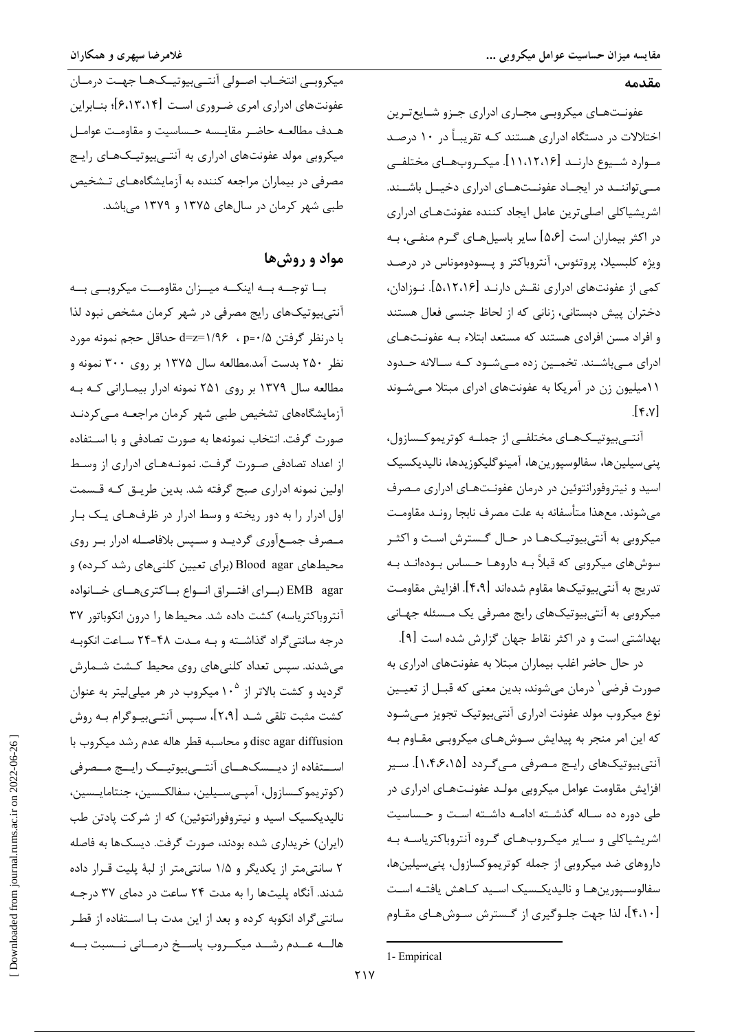## مقدمه

عفونت‌های میکروبی مجاری ادراری جزو شایع‌ترین اختلالات در دستگاه ادراری هستند که تقریباً در ۱۰ درصد موارد شیوع دارند [۱۱،۱۲،۱۶]. میکروب‌های مختلفی می‌توانند در ایجاد عفونت‌های ادراری دخیل باشند. اشریشیاکلی اصلی‌ترین عامل ایجاد کننده عفونت‌های ادراری در اکثر بیماران است [۵،۶] سایر باسیل‌های گرم منفی، به ویژه کلبسیلا، پروتئوس، آنتروباکتر و پسودوموناس در درصد کمی از عفونت‌های ادراری نقش دارند [۵،۱۲،۱۶]. نوزادان، دختران پیش دبستانی، زنانی که از لحاظ جنسی فعال هستند و افراد مسن افرادی هستند که مستعد ابتلاء به عفونت‌های ادرای می‌باشند. تخمین زده می‌شود که سالانه حدود ۱۱میلیون زن در آمریکا به عفونت‌های ادرای مبتلا می‌شوند [۴،۷].

آنتی‌بیوتیک‌های مختلفی از جمله کوتریموکسازول، پنی‌سیلین‌ها، سفالوسپورین‌ها، آمینوگلیکوزیدها، نالیدیکسیک اسید و نیتروفورانتوئین در درمان عفونت‌های ادراری مصرف می‌شوند. معهذا متأسفانه به علت مصرف نابجا روند مقاومت میکروبی به آنتی‌بیوتیک‌ها در حال گسترش است و اکثر سوش‌های میکروبی که قبلاً به داروها حساس بوده‌اند به تدریج به آنتی‌بیوتیک‌ها مقاوم شده‌اند [۴،۹]. افزایش مقاومت میکروبی به آنتی‌بیوتیک‌های رایج مصرفی یک مسئله جهانی بهداشتی است و در اکثر نقاط جهان گزارش شده است [۹].

در حال حاضر اغلب بیماران مبتلا به عفونت‌های ادراری به صورت فرضی[1] درمان می‌شوند، بدین معنی که قبل از تعیین نوع میکروب مولد عفونت ادراری آنتی‌بیوتیک تجویز می‌شود که این امر منجر به پیدایش سوش‌های میکروبی مقاوم به آنتی‌بیوتیک‌های رایج مصرفی می‌گردد [۱،۴،۶،۱۵]. سیر افزایش مقاومت عوامل میکروبی مولد عفونت‌های ادراری در طی دوره ده ساله گذشته ادامه داشته است و حساسیت اشریشیاکلی و سایر میکروب‌های گروه آنتروباکتریاسه به داروهای ضد میکروبی از جمله کوتریموکسازول، پنی‌سیلین‌ها، سفالوسپورین‌ها و نالیدیکسیک اسید کاهش یافته است [۴،۱۰]، لذا جهت جلوگیری از گسترش سوش‌های مقاوم میکروبی انتخاب اصولی آنتی‌بیوتیک‌ها جهت درمان عفونت‌های ادراری امری ضروری است [۶،۱۳،۱۴]؛ بنابراین هدف مطالعه حاضر مقایسه حساسیت و مقاومت عوامل میکروبی مولد عفونت‌های ادراری به آنتی‌بیوتیک‌های رایج مصرفی در بیماران مراجعه کننده به آزمایشگاه‌های تشخیص طبی شهر کرمان در سال‌های ۱۳۷۵ و ۱۳۷۹ می‌باشد.

## مواد و روش‌ها

با توجه به اینکه میزان مقاومت میکروبی به آنتی‌بیوتیک‌های رایج مصرفی در شهر کرمان مشخص نبود لذا با درنظر گرفتن $p=0/5$ ، $d=z=1/96$ حداقل حجم نمونه مورد نظر ۲۵۰ بدست آمد.مطالعه سال ۱۳۷۵ بر روی ۳۰۰ نمونه و مطالعه سال ۱۳۷۹ بر روی ۲۵۱ نمونه ادرار بیمارانی که به آزمایشگاه‌های تشخیص طبی شهر کرمان مراجعه می‌کردند صورت گرفت. انتخاب نمونه‌ها به صورت تصادفی و با استفاده از اعداد تصادفی صورت گرفت. نمونه‌های ادراری از وسط اولین نمونه ادراری صبح گرفته شد. بدین طریق که قسمت اول ادرار را به دور ریخته و وسط ادرار در ظرف‌های یک بار مصرف جمع‌آوری گردید و سپس بلافاصله ادرار بر روی محیط‌های Blood agar (برای تعیین کلنی‌های رشد کرده) و EMB agar (برای افتراق انواع باکتری‌های خانواده آنتروباکتریاسه) کشت داده شد. محیط‌ها را درون انکوباتور ۳۷ درجه سانتی‌گراد گذاشته و به مدت ۴۸-۲۴ ساعت انکوبه می‌شدند. سپس تعداد کلنی‌های روی محیط کشت شمارش گردید و کشت بالاتر از $10^5$ میکروب در هر میلی‌لیتر به عنوان کشت مثبت تلقی شد [۲،۹]، سپس آنتی‌بیوگرام به روش disc agar diffusion و محاسبه قطر هاله عدم رشد میکروب با استفاده از دیسک‌های آنتی‌بیوتیک رایج مصرفی (کوتریموکسازول، آمپی‌سیلین، سفالکسین، جنتامایسین، نالیدیکسیک اسید و نیتروفورانتوئین) که از شرکت پادتن طب (ایران) خریداری شده بودند، صورت گرفت. دیسک‌ها به فاصله ۲ سانتی‌متر از یکدیگر و ۱/۵ سانتی‌متر از لبهٔ پلیت قرار داده شدند. آنگاه پلیت‌ها را به مدت ۲۴ ساعت در دمای ۳۷ درجه سانتی‌گراد انکوبه کرده و بعد از این مدت با استفاده از قطر هاله عدم رشد میکروب پاسخ درمانی نسبت به

1- Empirical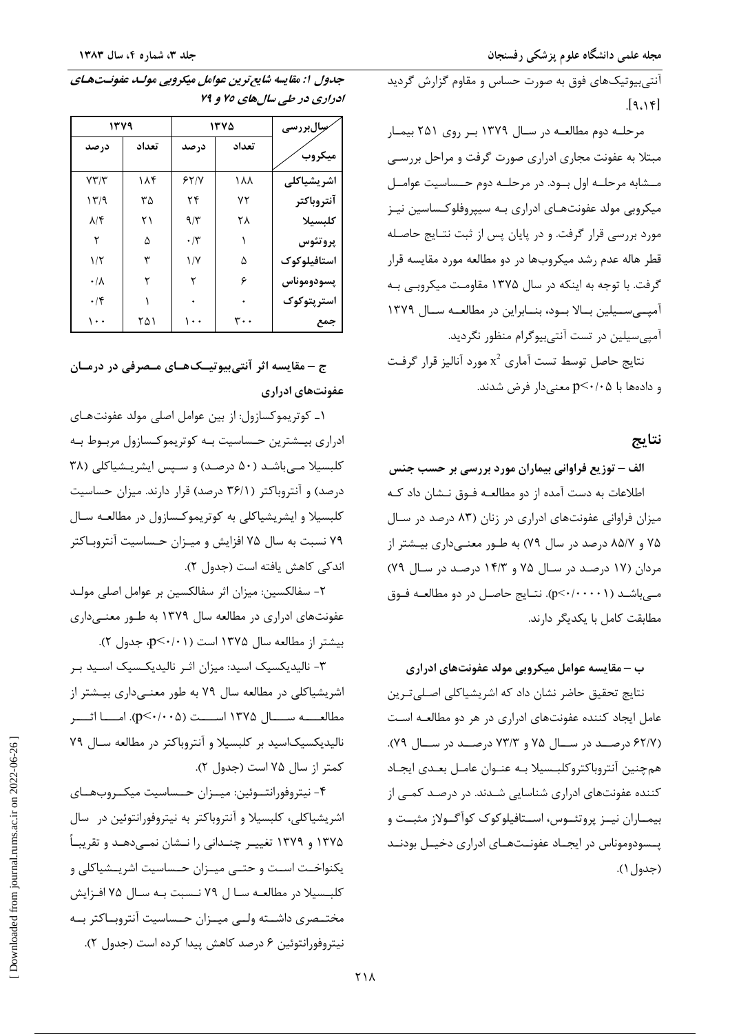آنتی‌بیوتیک‌های فوق به صورت حساس و مقاوم گزارش گردید [۹،۱۴].

مرحله دوم مطالعه در سال ۱۳۷۹ بر روی ۲۵۱ بیمار مبتلا به عفونت مجاری ادراری صورت گرفت و مراحل بررسی مشابه مرحله اول بود. در مرحله دوم حساسیت عوامل میکروبی مولد عفونت‌های ادراری به سیپروفلوکساسین نیز مورد بررسی قرار گرفت. و در پایان پس از ثبت نتایج حاصله قطر هاله عدم رشد میکروب‌ها در دو مطالعه مورد مقایسه قرار گرفت. با توجه به اینکه در سال ۱۳۷۵ مقاومت میکروبی به آمپی‌سیلین بالا بود، بنابراین در مطالعه سال ۱۳۷۹ آمپی‌سیلین در تست آنتی‌بیوگرام منظور نگردید.

نتایج حاصل توسط تست آماری $x^2$ مورد آنالیز قرار گرفت و داده‌ها با $p<0.05$ معنی‌دار فرض شدند.

## نتایج

### الف – توزیع فراوانی بیماران مورد بررسی بر حسب جنس

اطلاعات به دست آمده از دو مطالعه فوق نشان داد که میزان فراوانی عفونت‌های ادراری در زنان (۸۳ درصد در سال ۷۵ و ۸۵/۷ درصد در سال ۷۹) به طور معنی‌داری بیشتر از مردان (۱۷ درصد در سال ۷۵ و ۱۴/۳ درصد در سال ۷۹) می‌باشد ($p<0.00001$). نتایج حاصل در دو مطالعه فوق مطابقت کامل با یکدیگر دارند.

### ب – مقایسه عوامل میکروبی مولد عفونت‌های ادراری

نتایج تحقیق حاضر نشان داد که اشریشیاکلی اصلی‌ترین عامل ایجاد کننده عفونت‌های ادراری در هر دو مطالعه است (۶۲/۷ درصد در سال ۷۵ و ۷۳/۳ درصد در سال ۷۹). همچنین آنتروباکتروکلبسیلا به عنوان عامل بعدی ایجاد کننده عفونت‌های ادراری شناسایی شدند. در درصد کمی از بیماران نیز پروتئوس، استافیلوکوک کوآگولاز مثبت و پسودوموناس در ایجاد عفونت‌های ادراری دخیل بودند (جدول ۱).

***جدول ۱: مقایسه شایع‌ترین عوامل میکروبی مولد عفونت‌های ادراری در طی سال‌های ۷۵ و ۷۹***

| سال بررسی / میکروب | ۱۳۷۵ | | ۱۳۷۹ | |
|---|---|---|---|---|
| | تعداد | درصد | تعداد | درصد |
| اشریشیاکلی | ۱۸۸ | ۶۲/۷ | ۱۸۴ | ۷۳/۳ |
| آنتروباکتر | ۷۲ | ۲۴ | ۳۵ | ۱۳/۹ |
| کلبسیلا | ۲۸ | ۹/۳ | ۲۱ | ۸/۴ |
| پروتئوس | ۱ | ۰/۳ | ۵ | ۲ |
| استافیلوکوک | ۵ | ۱/۷ | ۳ | ۱/۲ |
| پسودوموناس | ۶ | ۲ | ۲ | ۰/۸ |
| استرپتوکوک | ۰ | ۰ | ۱ | ۰/۴ |
| جمع | ۳۰۰ | ۱۰۰ | ۲۵۱ | ۱۰۰ |

### ج – مقایسه اثر آنتی‌بیوتیک‌های مصرفی در درمان عفونت‌های ادراری

۱ـ کوتریموکسازول: از بین عوامل اصلی مولد عفونت‌های ادراری بیشترین حساسیت به کوتریموکسازول مربوط به کلبسیلا می‌باشد (۵۰ درصد) و سپس ایشریشیاکلی (۳۸ درصد) و آنتروباکتر (۳۶/۱ درصد) قرار دارند. میزان حساسیت کلبسیلا و ایشریشیاکلی به کوتریموکسازول در مطالعه سال ۷۹ نسبت به سال ۷۵ افزایش و میزان حساسیت آنتروباکتر اندکی کاهش یافته است (جدول ۲).

۲- سفالکسین: میزان اثر سفالکسین بر عوامل اصلی مولد عفونت‌های ادراری در مطالعه سال ۱۳۷۹ به طور معنی‌داری بیشتر از مطالعه سال ۱۳۷۵ است ($p<0.01$، جدول ۲).

۳- نالیدیکسیک اسید: میزان اثر نالیدیکسیک اسید بر اشریشیاکلی در مطالعه سال ۷۹ به طور معنی‌داری بیشتر از مطالعه سال ۱۳۷۵ است ($p<0.005$). اما اثر نالیدیکسیک‌اسید بر کلبسیلا و آنتروباکتر در مطالعه سال ۷۹ کمتر از سال ۷۵ است (جدول ۲).

۴- نیتروفورانتوئین: میزان حساسیت میکروب‌های اشریشیاکلی، کلبسیلا و آنتروباکتر به نیتروفورانتوئین در سال ۱۳۷۵ و ۱۳۷۹ تغییر چندانی را نشان نمی‌دهد و تقریباً یکنواخت است و حتی میزان حساسیت اشریشیاکلی و کلبسیلا در مطالعه سال ۷۹ نسبت به سال ۷۵ افزایش مختصری داشته ولی میزان حساسیت آنتروباکتر به نیتروفورانتوئین ۶ درصد کاهش پیدا کرده است (جدول ۲).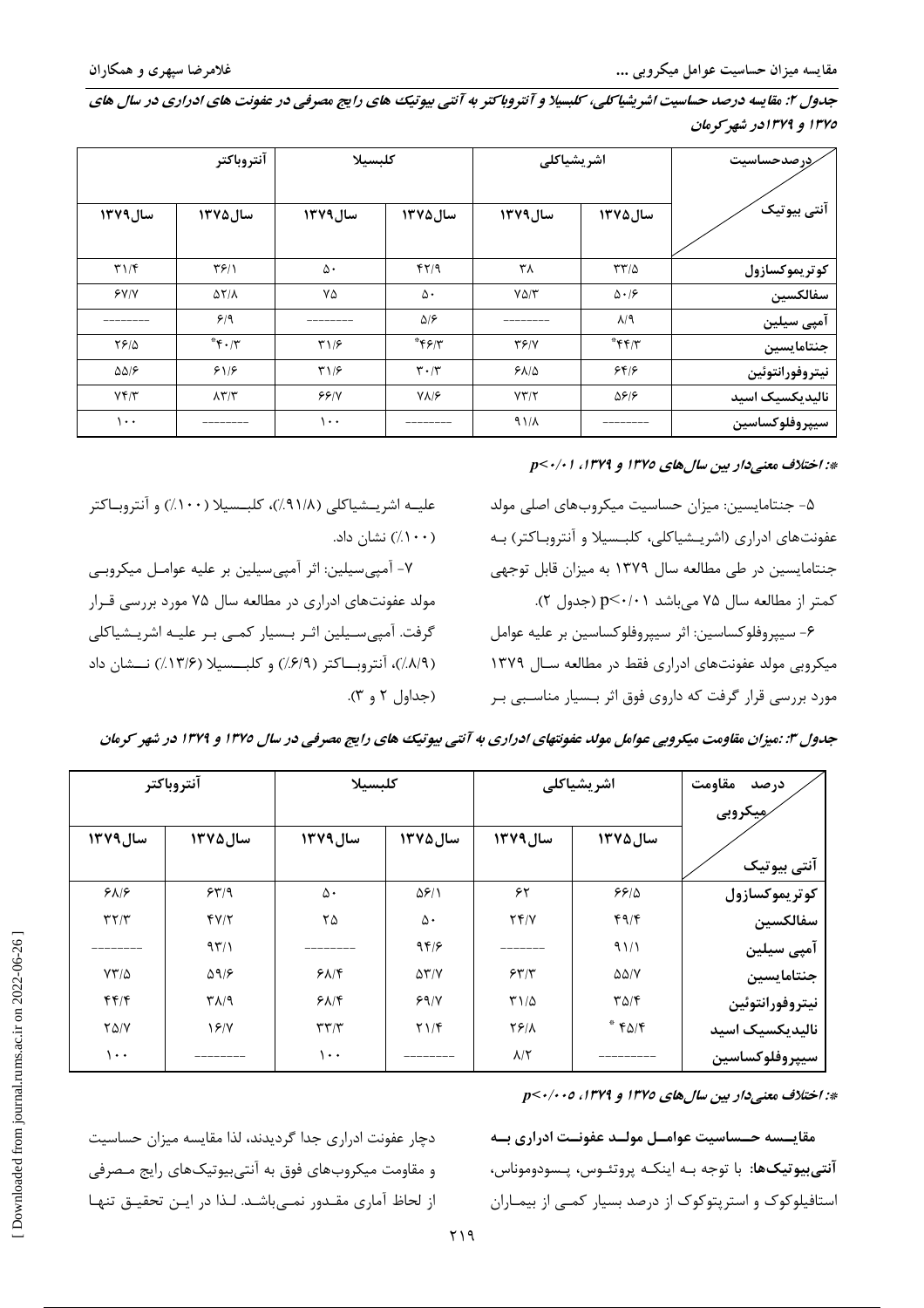***جدول ۲: مقایسه درصد حساسیت اشریشیاکلی، کلبسیلا و آنتروباکتر به آنتی بیوتیک های رایج مصرفی در عفونت های ادراری در سال های ۱۳۷۵ و ۱۳۷۹ در شهر کرمان***

| درصدحساسیت / آنتی بیوتیک | اشریشیاکلی | | کلبسیلا | | آنتروباکتر | |
|---|---|---|---|---|---|---|
| | سال۱۳۷۵ | سال۱۳۷۹ | سال۱۳۷۵ | سال۱۳۷۹ | سال۱۳۷۵ | سال۱۳۷۹ |
| کوتریموکسازول | ۳۳/۵ | ۳۸ | ۴۲/۹ | ۵۰ | ۳۶/۱ | ۳۱/۴ |
| سفالکسین | ۵۰/۶ | ۷۵/۳ | ۵۰ | ۷۵ | ۵۲/۸ | ۶۷/۷ |
| آمپی سیلین | ۸/۹ | -------- | ۵/۶ | -------- | ۶/۹ | -------- |
| جنتامایسین | ۴۴/۳* | ۳۶/۷ | ۴۶/۳* | ۳۱/۶ | ۴۰/۳* | ۲۶/۵ |
| نیتروفورانتوئین | ۶۴/۶ | ۶۸/۵ | ۳۰/۳ | ۳۱/۶ | ۶۱/۶ | ۵۵/۶ |
| نالیدیکسیک اسید | ۵۶/۶ | ۷۳/۲ | ۷۸/۶ | ۶۶/۷ | ۸۳/۳ | ۷۴/۳ |
| سیپروفلوکساسین | -------- | ۹۱/۸ | -------- | ۱۰۰ | -------- | ۱۰۰ |

***: اختلاف معنی‌دار بین سال‌های ۱۳۷۵ و ۱۳۷۹، $p<0/01$***

۵- جنتامایسین: میزان حساسیت میکروب‌های اصلی مولد عفونت‌های ادراری (اشریشیاکلی، کلبسیلا و آنتروباکتر) به جنتامایسین در طی مطالعه سال ۱۳۷۹ به میزان قابل توجهی کمتر از مطالعه سال ۷۵ می‌باشد $p<0/01$ (جدول ۲).

۶- سیپروفلوکساسین: اثر سیپروفلوکساسین بر علیه عوامل میکروبی مولد عفونت‌های ادراری فقط در مطالعه سال ۱۳۷۹ مورد بررسی قرار گرفت که داروی فوق اثر بسیار مناسبی بر علیه اشریشیاکلی (۹۱/۸٪)، کلبسیلا (۱۰۰٪) و آنتروباکتر (۱۰۰٪) نشان داد.

۷- آمپی‌سیلین: اثر آمپی‌سیلین بر علیه عوامل میکروبی مولد عفونت‌های ادراری در مطالعه سال ۷۵ مورد بررسی قرار گرفت. آمپی‌سیلین اثر بسیار کمی بر علیه اشریشیاکلی (۸/۹٪)، آنتروباکتر (۶/۹٪) و کلبسیلا (۱۳/۶٪) نشان داد (جداول ۲ و ۳).

***جدول ۳: میزان مقاومت میکروبی عوامل مولد عفونتهای ادراری به آنتی بیوتیک های رایج مصرفی در سال ۱۳۷۵ و ۱۳۷۹ در شهر کرمان***

| درصد مقاومت میکروبی / آنتی بیوتیک | اشریشیاکلی | | کلبسیلا | | آنتروباکتر | |
|---|---|---|---|---|---|---|
| | سال۱۳۷۵ | سال۱۳۷۹ | سال۱۳۷۵ | سال۱۳۷۹ | سال۱۳۷۵ | سال۱۳۷۹ |
| کوتریموکسازول | ۶۶/۵ | ۶۲ | ۵۶/۱ | ۵۰ | ۶۳/۹ | ۶۸/۶ |
| سفالکسین | ۴۹/۴ | ۲۴/۷ | ۵۰ | ۲۵ | ۴۷/۲ | ۳۲/۳ |
| آمپی سیلین | ۹۱/۱ | ------- | ۹۴/۶ | -------- | ۹۳/۱ | -------- |
| جنتامایسین | ۵۵/۷ | ۶۳/۳ | ۵۳/۷ | ۶۸/۴ | ۵۹/۶ | ۷۳/۵ |
| نیتروفورانتوئین | ۳۵/۴ | ۳۱/۵ | ۶۹/۷ | ۶۸/۴ | ۳۸/۹ | ۴۴/۴ |
| نالیدیکسیک اسید | ۴۵/۴ * | ۲۶/۸ | ۲۱/۴ | ۳۳/۳ | ۱۶/۷ | ۲۵/۷ |
| سیپروفلوکساسین | --------- | ۸/۲ | -------- | ۱۰۰ | -------- | ۱۰۰ |

***: اختلاف معنی‌دار بین سال‌های ۱۳۷۵ و ۱۳۷۹، $p<0/005$***

**مقایسه حساسیت عوامل مولد عفونت ادراری به آنتی‌بیوتیک‌ها:** با توجه به اینکه پروتئوس، پسودوموناس، استافیلوکوک و استرپتوکوک از درصد بسیار کمی از بیماران دچار عفونت ادراری جدا گردیدند، لذا مقایسه میزان حساسیت و مقاومت میکروب‌های فوق به آنتی‌بیوتیک‌های رایج مصرفی از لحاظ آماری مقدور نمی‌باشد. لذا در این تحقیق تنها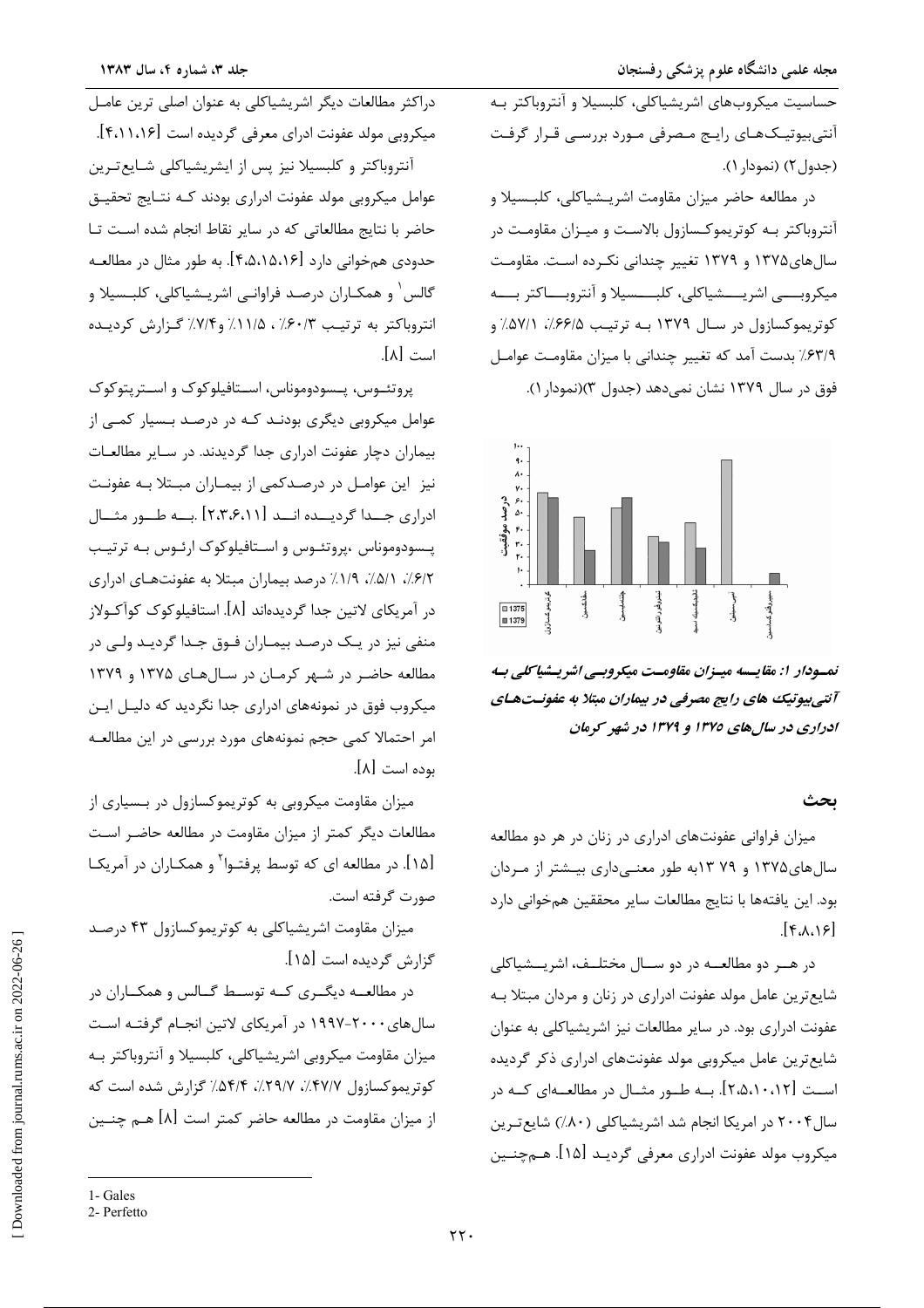حساسیت میکروب‌های اشریشیاکلی، کلبسیلا و آنتروباکتر به آنتی‌بیوتیک‌های رایج مصرفی مورد بررسی قرار گرفت (جدول۲) (نمودار ۱).

در مطالعه حاضر میزان مقاومت اشریشیاکلی، کلبسیلا و آنتروباکتر به کوتریموکسازول بالاست و میزان مقاومت در سال‌های۱۳۷۵ و ۱۳۷۹ تغییر چندانی نکرده است. مقاومت میکروبی اشریشیاکلی، کلبسیلا و آنتروباکتر به کوتریموکسازول در سال ۱۳۷۹ به ترتیب ۶۶/۵٪، ۵۷/۱٪ و ۶۳/۹٪ بدست آمد که تغییر چندانی با میزان مقاومت عوامل فوق در سال ۱۳۷۹ نشان نمی‌دهد (جدول ۳)(نمودار ۱).

***نمودار ۱: مقایسه میزان مقاومت میکروبی اشریشیاکلی به آنتی‌بیوتیک های رایج مصرفی در بیماران مبتلا به عفونت‌های ادراری در سال‌های ۱۳۷۵ و ۱۳۷۹ در شهر کرمان***

## بحث

میزان فراوانی عفونت‌های ادراری در زنان در هر دو مطالعه سال‌های۱۳۷۵ و ۷۹ ۱۳به طور معنی‌داری بیشتر از مردان بود. این یافته‌ها با نتایج مطالعات سایر محققین هم‌خوانی دارد [۴،۸،۱۶].

در هر دو مطالعه در دو سال مختلف، اشریشیاکلی شایع‌ترین عامل مولد عفونت ادراری در زنان و مردان مبتلا به عفونت ادراری بود. در سایر مطالعات نیز اشریشیاکلی به عنوان شایع‌ترین عامل میکروبی مولد عفونت‌های ادراری ذکر گردیده است [۲،۵،۱۰،۱۲]. به طور مثال در مطالعه‌ای که در سال۲۰۰۴ در امریکا انجام شد اشریشیاکلی (۸۰٪) شایع‌ترین میکروب مولد عفونت ادراری معرفی گردید [۱۵]. همچنین دراکثر مطالعات دیگر اشریشیاکلی به عنوان اصلی ترین عامل میکروبی مولد عفونت ادرای معرفی گردیده است [۴،۱۱،۱۶].

آنتروباکتر و کلبسیلا نیز پس از ایشریشیاکلی شایع‌ترین عوامل میکروبی مولد عفونت ادراری بودند که نتایج تحقیق حاضر با نتایج مطالعاتی که در سایر نقاط انجام شده است تا حدودی هم‌خوانی دارد [۴،۵،۱۵،۱۶]. به طور مثال در مطالعه گالس[1] و همکاران درصد فراوانی اشریشیاکلی، کلبسیلا و انتروباکتر به ترتیب ۶۰/۳٪ ، ۱۱/۵٪ و۷/۴٪ گزارش گردیده است [۸].

پروتئوس، پسودوموناس، استافیلوکوک و استرپتوکوک عوامل میکروبی دیگری بودند که در درصد بسیار کمی از بیماران دچار عفونت ادراری جدا گردیدند. در سایر مطالعات نیز این عوامل در درصدکمی از بیماران مبتلا به عفونت ادراری جدا گردیده اند [۲،۳،۶،۱۱] .به طور مثال پسودوموناس ،پروتئوس و استافیلوکوک ارئوس به ترتیب ۶/۲٪، ۵/۱٪، ۱/۹٪ درصد بیماران مبتلا به عفونت‌های ادراری در آمریکای لاتین جدا گردیده‌اند [۸]. استافیلوکوک کوآکولاز منفی نیز در یک درصد بیماران فوق جدا گردید ولی در مطالعه حاضر در شهر کرمان در سال‌های ۱۳۷۵ و ۱۳۷۹ میکروب فوق در نمونه‌های ادراری جدا نگردید که دلیل این امر احتمالا کمی حجم نمونه‌های مورد بررسی در این مطالعه بوده است [۸].

میزان مقاومت میکروبی به کوتریموکسازول در بسیاری از مطالعات دیگر کمتر از میزان مقاومت در مطالعه حاضر است [۱۵]. در مطالعه ای که توسط پرفتوا[2] و همکاران در آمریکا صورت گرفته است.

میزان مقاومت اشریشیاکلی به کوتریموکسازول ۴۳ درصد گزارش گردیده است [۱۵].

در مطالعه دیگری که توسط گالس و همکاران در سال‌های ۲۰۰۰-۱۹۹۷ در آمریکای لاتین انجام گرفته است میزان مقاومت میکروبی اشریشیاکلی، کلبسیلا و آنتروباکتر به کوتریموکسازول ۴۷/۷٪، ۲۹/۷٪، ۵۴/۴٪ گزارش شده است که از میزان مقاومت در مطالعه حاضر کمتر است [۸] هم چنین

---

1- Gales
2- Perfetto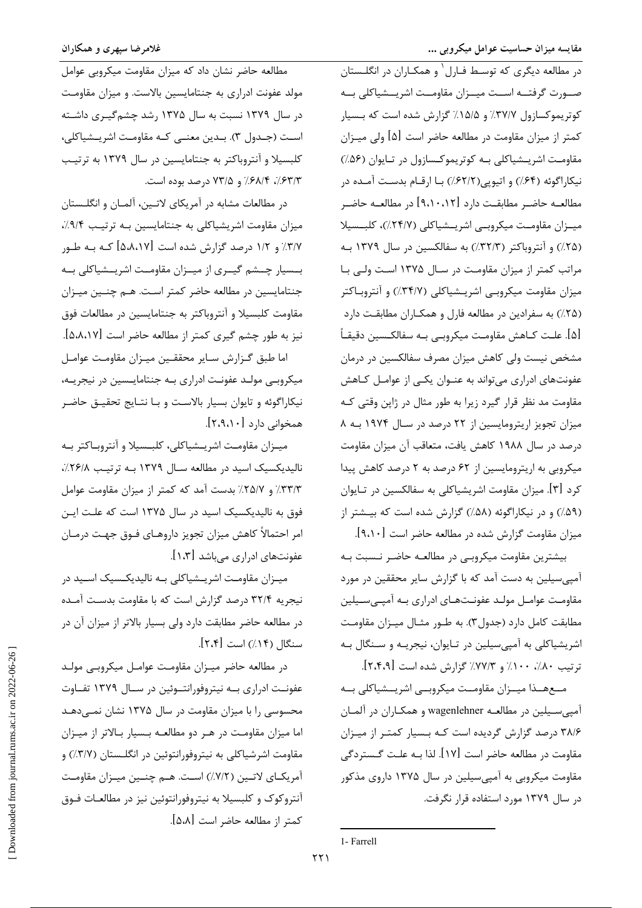در مطالعه دیگری که توسط فارل[1] و همکاران در انگلستان صورت گرفته است میزان مقاومت اشریشیاکلی به کوتریموکسازول ۳۷/۷٪ و ۱۵/۵٪ گزارش شده است که بسیار کمتر از میزان مقاومت در مطالعه حاضر است [۵] ولی میزان مقاومت اشریشیاکلی به کوتریموکسازول در تایوان (۵۶٪) نیکاراگوئه (۶۴٪) و اتیوپی(۶۲/۲٪) با ارقام بدست آمده در مطالعه حاضر مطابقت دارد [۹،۱۰،۱۲] در مطالعه حاضر میزان مقاومت میکروبی اشریشیاکلی (۲۴/۷٪)، کلبسیلا (۲۵٪) و آنتروباکتر (۳۲/۳٪) به سفالکسین در سال ۱۳۷۹ به مراتب کمتر از میزان مقاومت در سال ۱۳۷۵ است ولی با میزان مقاومت میکروبی اشریشیاکلی (۳۴/۷٪) و آنتروباکتر (۲۵٪) به سفرادین در مطالعه فارل و همکاران مطابقت دارد [۵]. علت کاهش مقاومت میکروبی به سفالکسین دقیقاً مشخص نیست ولی کاهش میزان مصرف سفالکسین در درمان عفونت‌های ادراری می‌تواند به عنوان یکی از عوامل کاهش مقاومت مد نظر قرار گیرد زیرا به طور مثال در ژاپن وقتی که میزان تجویز اریترومایسین از ۲۲ درصد در سال ۱۹۷۴ به ۸ درصد در سال ۱۹۸۸ کاهش یافت، متعاقب آن میزان مقاومت میکروبی به اریترومایسین از ۶۲ درصد به ۲ درصد کاهش پیدا کرد [۳]. میزان مقاومت اشریشیاکلی به سفالکسین در تایوان (۵۹٪) و در نیکاراگوئه (۵۸٪) گزارش شده است که بیشتر از میزان مقاومت گزارش شده در مطالعه حاضر است [۹،۱۰].

بیشترین مقاومت میکروبی در مطالعه حاضر نسبت به آمپی‌سیلین به دست آمد که با گزارش سایر محققین در مورد مقاومت عوامل مولد عفونت‌های ادراری به آمپی‌سیلین مطابقت کامل دارد (جدول۳). به طور مثال میزان مقاومت اشریشیاکلی به آمپی‌سیلین در تایوان، نیجریه و سنگال به ترتیب ۸۰٪، ۱۰۰٪ و ۷۷/۳٪ گزارش شده است [۲،۴،۹].

مع‌هذا میزان مقاومت میکروبی اشریشیاکلی به آمپی‌سیلین در مطالعه wagenlehner و همکاران در آلمان ۳۸/۶ درصد گزارش گردیده است که بسیار کمتر از میزان مقاومت در مطالعه حاضر است [۱۷]. لذا به علت گستردگی مقاومت میکروبی به آمپی‌سیلین در سال ۱۳۷۵ داروی مذکور در سال ۱۳۷۹ مورد استفاده قرار نگرفت.

مطالعه حاضر نشان داد که میزان مقاومت میکروبی عوامل مولد عفونت ادراری به جنتامایسین بالاست. و میزان مقاومت در سال ۱۳۷۹ نسبت به سال ۱۳۷۵ رشد چشم‌گیری داشته است (جدول ۳). بدین معنی که مقاومت اشریشیاکلی، کلبسیلا و آنتروباکتر به جنتامایسین در سال ۱۳۷۹ به ترتیب ۶۳/۳٪، ۶۸/۴٪ و ۷۳/۵ درصد بوده است.

در مطالعات مشابه در آمریکای لاتین، آلمان و انگلستان میزان مقاومت اشریشیاکلی به جنتامایسین به ترتیب ۹/۴٪، ۳/۷٪ و ۱/۲ درصد گزارش شده است [۵،۸،۱۷] که به طور بسیار چشم گیری از میزان مقاومت اشریشیاکلی به جنتامایسین در مطالعه حاضر کمتر است. هم چنین میزان مقاومت کلبسیلا و آنتروباکتر به جنتامایسین در مطالعات فوق نیز به طور چشم گیری کمتر از مطالعه حاضر است [۵،۸،۱۷].

اما طبق گزارش سایر محققین میزان مقاومت عوامل میکروبی مولد عفونت ادراری به جنتامایسین در نیجریه، نیکاراگوئه و تایوان بسیار بالاست و با نتایج تحقیق حاضر همخوانی دارد [۲،۹،۱۰].

میزان مقاومت اشریشیاکلی، کلبسیلا و آنتروباکتر به نالیدیکسیک اسید در مطالعه سال ۱۳۷۹ به ترتیب ۲۶/۸٪، ۳۳/۳٪ و ۲۵/۷٪ بدست آمد که کمتر از میزان مقاومت عوامل فوق به نالیدیکسیک اسید در سال ۱۳۷۵ است که علت این امر احتمالاً کاهش میزان تجویز داروهای فوق جهت درمان عفونت‌های ادراری می‌باشد [۱،۳].

میزان مقاومت اشریشیاکلی به نالیدیکسیک اسید در نیجریه ۳۲/۴ درصد گزارش است که با مقاومت بدست آمده در مطالعه حاضر مطابقت دارد ولی بسیار بالاتر از میزان آن در سنگال (۱۴٪) است [۲،۴].

در مطالعه حاضر میزان مقاومت عوامل میکروبی مولد عفونت ادراری به نیتروفورانتوئین در سال ۱۳۷۹ تفاوت محسوسی را با میزان مقاومت در سال ۱۳۷۵ نشان نمی‌دهد اما میزان مقاومت در هر دو مطالعه بسیار بالاتر از میزان مقاومت اشرشیاکلی به نیتروفورانتوئین در انگلستان (۳/۷٪) و آمریکای لاتین (۷/۲٪) است. هم چنین میزان مقاومت آنتروکوک و کلبسیلا به نیتروفورانتوئین نیز در مطالعات فوق کمتر از مطالعه حاضر است [۵،۸].

---

1- Farrell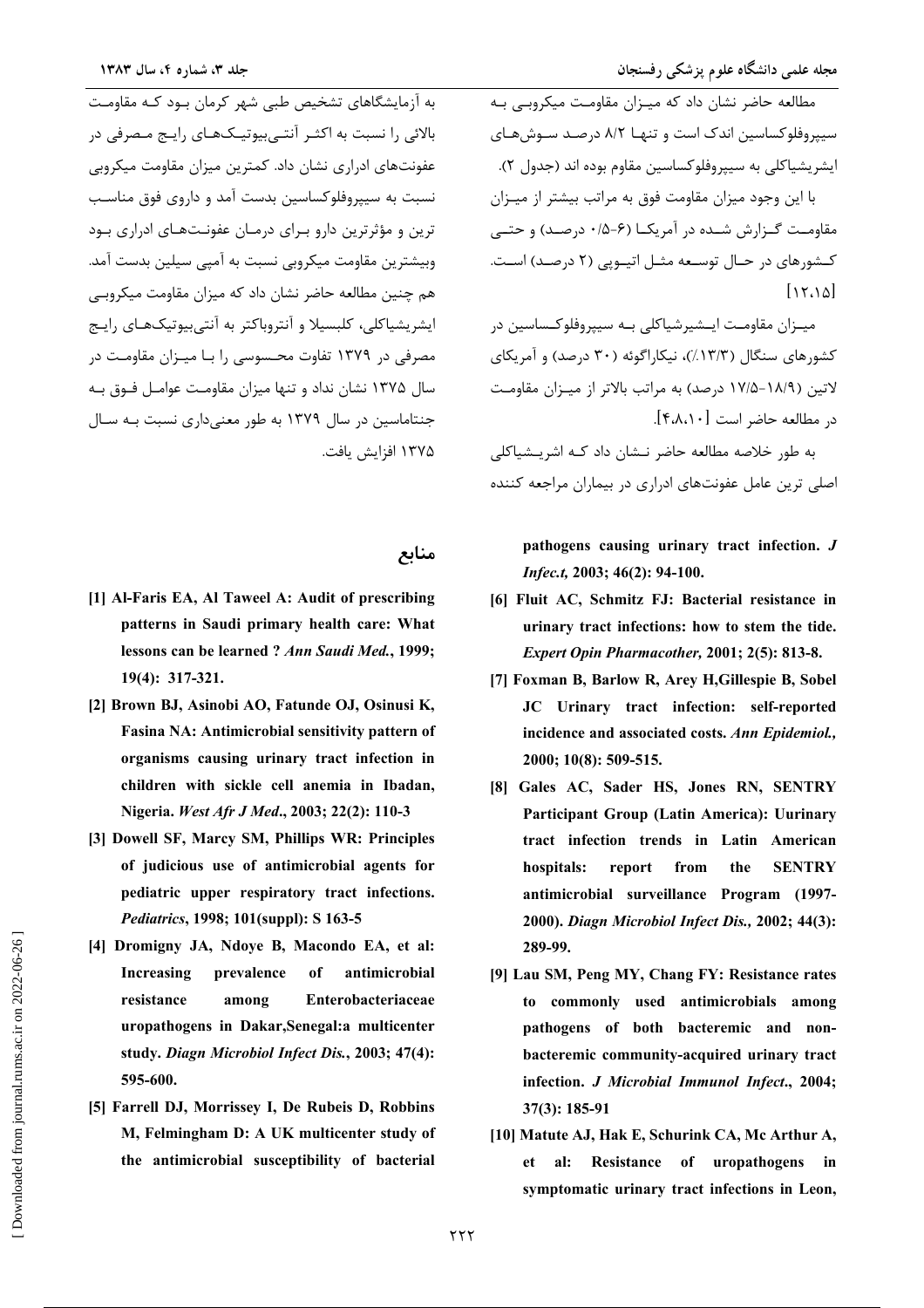مطالعه حاضر نشان داد که میزان مقاومت میکروبی به سیپروفلوکساسین اندک است و تنها ۸/۲ درصد سوش‌های ایشریشیاکلی به سیپروفلوکساسین مقاوم بوده اند (جدول ۲).

با این وجود میزان مقاومت فوق به مراتب بیشتر از میزان مقاومت گزارش شده در آمریکا (۶-۰/۵ درصد) و حتی کشورهای در حال توسعه مثل اتیوپی (۲ درصد) است. [۱۲،۱۵]

میزان مقاومت ایشیرشیاکلی به سیپروفلوکساسین در کشورهای سنگال (۱۳/۳٪)، نیکاراگوئه (۳۰ درصد) و آمریکای لاتین (۱۸/۹-۱۷/۵ درصد) به مراتب بالاتر از میزان مقاومت در مطالعه حاضر است [۴،۸،۱۰].

به طور خلاصه مطالعه حاضر نشان داد که اشریشیاکلی اصلی ترین عامل عفونت‌های ادراری در بیماران مراجعه کننده به آزمایشگاهای تشخیص طبی شهر کرمان بود که مقاومت بالائی را نسبت به اکثر آنتی‌بیوتیک‌های رایج مصرفی در عفونت‌های ادراری نشان داد. کمترین میزان مقاومت میکروبی نسبت به سیپروفلوکساسین بدست آمد و داروی فوق مناسب ترین و مؤثرترین دارو برای درمان عفونت‌های ادراری بود وبیشترین مقاومت میکروبی نسبت به آمپی سیلین بدست آمد. هم چنین مطالعه حاضر نشان داد که میزان مقاومت میکروبی ایشریشیاکلی، کلبسیلا و آنتروباکتر به آنتی‌بیوتیک‌های رایج مصرفی در ۱۳۷۹ تفاوت محسوسی را با میزان مقاومت در سال ۱۳۷۵ نشان نداد و تنها میزان مقاومت عوامل فوق به جنتاماسین در سال ۱۳۷۹ به طور معنی‌داری نسبت به سال ۱۳۷۵ افزایش یافت.

## منابع

[1] Al-Faris EA, Al Taweel A: Audit of prescribing patterns in Saudi primary health care: What lessons can be learned ? *Ann Saudi Med.*, 1999; 19(4): 317-321.

[2] Brown BJ, Asinobi AO, Fatunde OJ, Osinusi K, Fasina NA: Antimicrobial sensitivity pattern of organisms causing urinary tract infection in children with sickle cell anemia in Ibadan, Nigeria. *West Afr J Med*., 2003; 22(2): 110-3

[3] Dowell SF, Marcy SM, Phillips WR: Principles of judicious use of antimicrobial agents for pediatric upper respiratory tract infections. *Pediatrics*, 1998; 101(suppl): S 163-5

[4] Dromigny JA, Ndoye B, Macondo EA, et al: Increasing prevalence of antimicrobial resistance among Enterobacteriaceae uropathogens in Dakar,Senegal:a multicenter study. *Diagn Microbiol Infect Dis.*, 2003; 47(4): 595-600.

[5] Farrell DJ, Morrissey I, De Rubeis D, Robbins M, Felmingham D: A UK multicenter study of the antimicrobial susceptibility of bacterial pathogens causing urinary tract infection. *J Infec.t,* 2003; 46(2): 94-100.

[6] Fluit AC, Schmitz FJ: Bacterial resistance in urinary tract infections: how to stem the tide. *Expert Opin Pharmacother,* 2001; 2(5): 813-8.

[7] Foxman B, Barlow R, Arey H,Gillespie B, Sobel JC Urinary tract infection: self-reported incidence and associated costs. *Ann Epidemiol.,* 2000; 10(8): 509-515.

[8] Gales AC, Sader HS, Jones RN, SENTRY Participant Group (Latin America): Uurinary tract infection trends in Latin American hospitals: report from the SENTRY antimicrobial surveillance Program (1997-2000). *Diagn Microbiol Infect Dis.,* 2002; 44(3): 289-99.

[9] Lau SM, Peng MY, Chang FY: Resistance rates to commonly used antimicrobials among pathogens of both bacteremic and non-bacteremic community-acquired urinary tract infection. *J Microbial Immunol Infect*., 2004; 37(3): 185-91

[10] Matute AJ, Hak E, Schurink CA, Mc Arthur A, et al: Resistance of uropathogens in symptomatic urinary tract infections in Leon,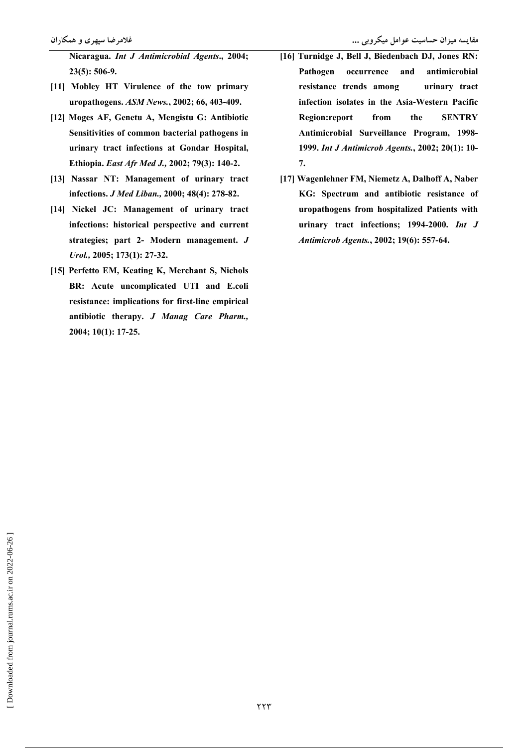Nicaragua. *Int J Antimicrobial Agents*., 2004; 23(5): 506-9.

[11] Mobley HT Virulence of the tow primary uropathogens. *ASM News.*, 2002; 66, 403-409.

[12] Moges AF, Genetu A, Mengistu G: Antibiotic Sensitivities of common bacterial pathogens in urinary tract infections at Gondar Hospital, Ethiopia. *East Afr Med J.,* 2002; 79(3): 140-2.

[13] Nassar NT: Management of urinary tract infections. *J Med Liban.,* 2000; 48(4): 278-82.

[14] Nickel JC: Management of urinary tract infections: historical perspective and current strategies; part 2- Modern management. *J Urol.,* 2005; 173(1): 27-32.

[15] Perfetto EM, Keating K, Merchant S, Nichols BR: Acute uncomplicated UTI and E.coli resistance: implications for first-line empirical antibiotic therapy. *J Manag Care Pharm.,* 2004; 10(1): 17-25.

[16] Turnidge J, Bell J, Biedenbach DJ, Jones RN: Pathogen occurrence and antimicrobial resistance trends among urinary tract infection isolates in the Asia-Western Pacific Region:report from the SENTRY Antimicrobial Surveillance Program, 1998-1999. *Int J Antimicrob Agents.*, 2002; 20(1): 10-7.

[17] Wagenlehner FM, Niemetz A, Dalhoff A, Naber KG: Spectrum and antibiotic resistance of uropathogens from hospitalized Patients with urinary tract infections; 1994-2000. *Int J Antimicrob Agents.*, 2002; 19(6): 557-64.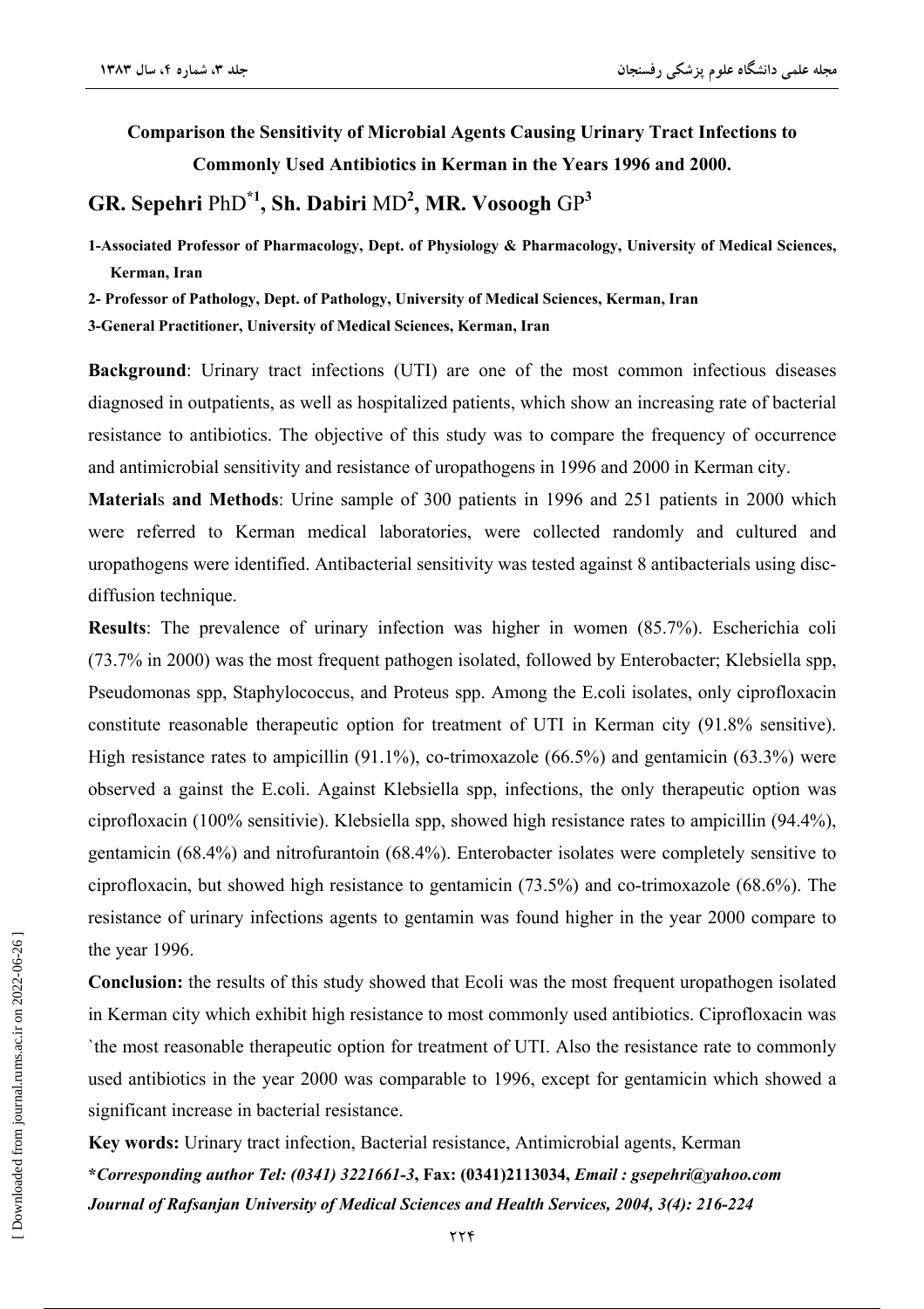# Comparison the Sensitivity of Microbial Agents Causing Urinary Tract Infections to Commonly Used Antibiotics in Kerman in the Years 1996 and 2000.

## GR. Sepehri PhD*[1], Sh. Dabiri MD[2], MR. Vosoogh GP[3]

**1-Associated Professor of Pharmacology, Dept. of Physiology & Pharmacology, University of Medical Sciences, Kerman, Iran**

**2- Professor of Pathology, Dept. of Pathology, University of Medical Sciences, Kerman, Iran**

**3-General Practitioner, University of Medical Sciences, Kerman, Iran**

**Background**: Urinary tract infections (UTI) are one of the most common infectious diseases diagnosed in outpatients, as well as hospitalized patients, which show an increasing rate of bacterial resistance to antibiotics. The objective of this study was to compare the frequency of occurrence and antimicrobial sensitivity and resistance of uropathogens in 1996 and 2000 in Kerman city.

**Materials and Methods**: Urine sample of 300 patients in 1996 and 251 patients in 2000 which were referred to Kerman medical laboratories, were collected randomly and cultured and uropathogens were identified. Antibacterial sensitivity was tested against 8 antibacterials using disc-diffusion technique.

**Results**: The prevalence of urinary infection was higher in women (85.7%). Escherichia coli (73.7% in 2000) was the most frequent pathogen isolated, followed by Enterobacter; Klebsiella spp, Pseudomonas spp, Staphylococcus, and Proteus spp. Among the E.coli isolates, only ciprofloxacin constitute reasonable therapeutic option for treatment of UTI in Kerman city (91.8% sensitive). High resistance rates to ampicillin (91.1%), co-trimoxazole (66.5%) and gentamicin (63.3%) were observed a gainst the E.coli. Against Klebsiella spp, infections, the only therapeutic option was ciprofloxacin (100% sensitivie). Klebsiella spp, showed high resistance rates to ampicillin (94.4%), gentamicin (68.4%) and nitrofurantoin (68.4%). Enterobacter isolates were completely sensitive to ciprofloxacin, but showed high resistance to gentamicin (73.5%) and co-trimoxazole (68.6%). The resistance of urinary infections agents to gentamin was found higher in the year 2000 compare to the year 1996.

**Conclusion:** the results of this study showed that Ecoli was the most frequent uropathogen isolated in Kerman city which exhibit high resistance to most commonly used antibiotics. Ciprofloxacin was `the most reasonable therapeutic option for treatment of UTI. Also the resistance rate to commonly used antibiotics in the year 2000 was comparable to 1996, except for gentamicin which showed a significant increase in bacterial resistance.

**Key words:** Urinary tract infection, Bacterial resistance, Antimicrobial agents, Kerman

***Corresponding author Tel: (0341) 3221661-3, Fax: (0341)2113034, Email : gsepehri@yahoo.com**

***Journal of Rafsanjan University of Medical Sciences and Health Services, 2004, 3(4): 216-224***